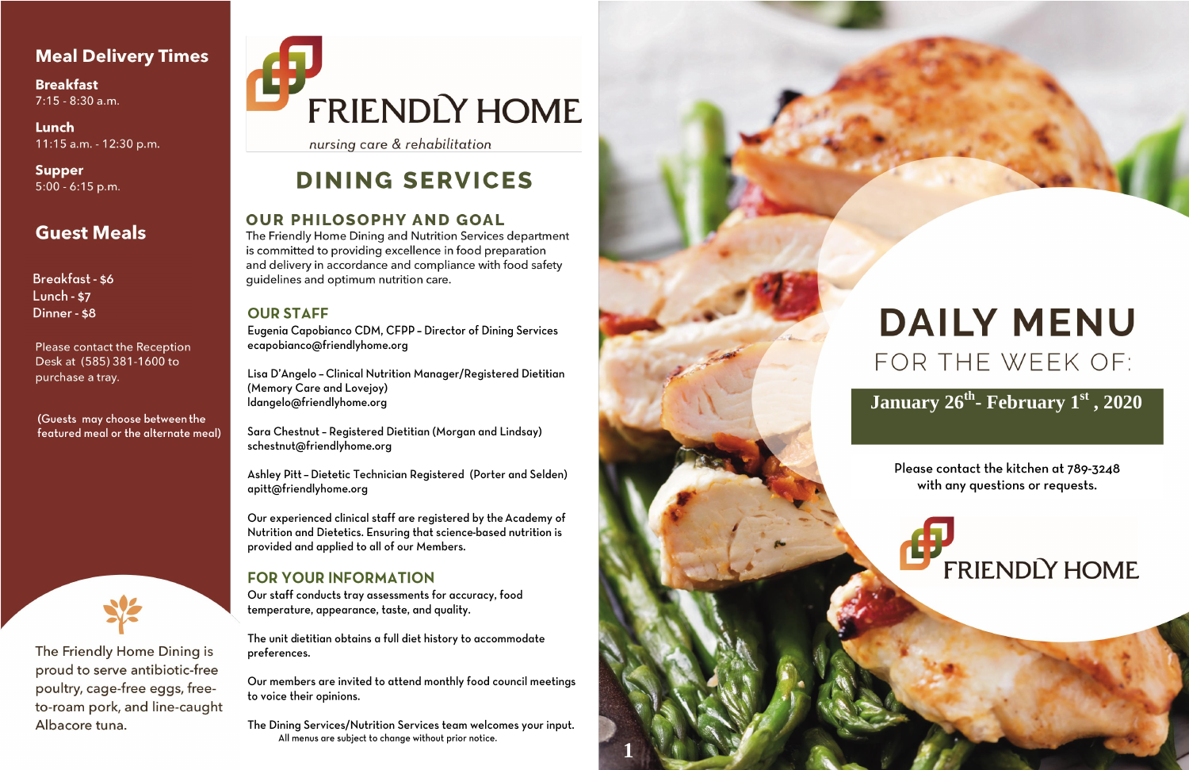## Meal Delivery Times

**Breakfast**
7:15 - 8:30 a.m.

**Lunch**
11:15 a.m. - 12:30 p.m.

**Supper**
5:00 - 6:15 p.m.

## Guest Meals

Breakfast - $6
Lunch - $7
Dinner - $8

Please contact the Reception Desk at (585) 381-1600 to purchase a tray.

(Guests may choose between the featured meal or the alternate meal)

The Friendly Home Dining is proud to serve antibiotic-free poultry, cage-free eggs, free-to-roam pork, and line-caught Albacore tuna.

# FRIENDLY HOME

*nursing care & rehabilitation*

# DINING SERVICES

### OUR PHILOSOPHY AND GOAL

The Friendly Home Dining and Nutrition Services department is committed to providing excellence in food preparation and delivery in accordance and compliance with food safety guidelines and optimum nutrition care.

### OUR STAFF

Eugenia Capobianco CDM, CFPP – Director of Dining Services
ecapobianco@friendlyhome.org

Lisa D'Angelo – Clinical Nutrition Manager/Registered Dietitian (Memory Care and Lovejoy)
ldangelo@friendlyhome.org

Sara Chestnut – Registered Dietitian (Morgan and Lindsay)
schestnut@friendlyhome.org

Ashley Pitt – Dietetic Technician Registered (Porter and Selden)
apitt@friendlyhome.org

Our experienced clinical staff are registered by the Academy of Nutrition and Dietetics. Ensuring that science-based nutrition is provided and applied to all of our Members.

### FOR YOUR INFORMATION

Our staff conducts tray assessments for accuracy, food temperature, appearance, taste, and quality.

The unit dietitian obtains a full diet history to accommodate preferences.

Our members are invited to attend monthly food council meetings to voice their opinions.

The Dining Services/Nutrition Services team welcomes your input.

All menus are subject to change without prior notice.

# DAILY MENU

## FOR THE WEEK OF:

**January 26th - February 1st, 2020**

Please contact the kitchen at 789-3248 with any questions or requests.

FRIENDLY HOME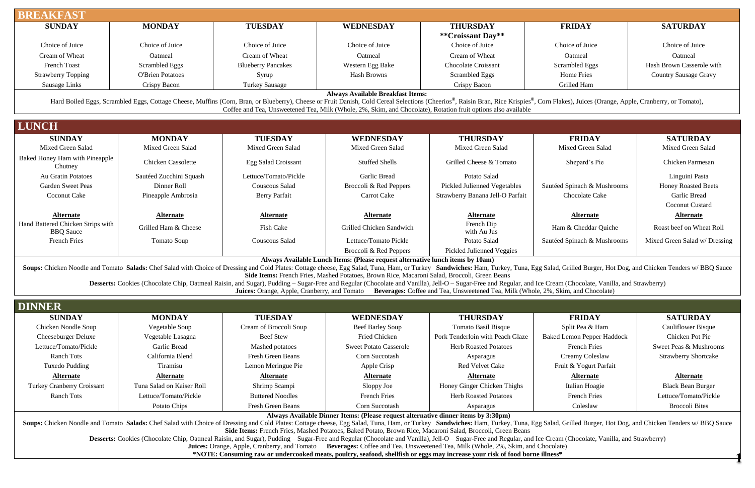## BREAKFAST

| SUNDAY | MONDAY | TUESDAY | WEDNESDAY | THURSDAY **Croissant Day** | FRIDAY | SATURDAY |
|---|---|---|---|---|---|---|
| Choice of Juice | Choice of Juice | Choice of Juice | Choice of Juice | Choice of Juice | Choice of Juice | Choice of Juice |
| Cream of Wheat | Oatmeal | Cream of Wheat | Oatmeal | Cream of Wheat | Oatmeal | Oatmeal |
| French Toast | Scrambled Eggs | Blueberry Pancakes | Western Egg Bake | Chocolate Croissant | Scrambled Eggs | Hash Brown Casserole with |
| Strawberry Topping | O'Brien Potatoes | Syrup | Hash Browns | Scrambled Eggs | Home Fries | Country Sausage Gravy |
| Sausage Links | Crispy Bacon | Turkey Sausage | | Crispy Bacon | Grilled Ham | |

**Always Available Breakfast Items:**
Hard Boiled Eggs, Scrambled Eggs, Cottage Cheese, Muffins (Corn, Bran, or Blueberry), Cheese or Fruit Danish, Cold Cereal Selections (Cheerios®, Raisin Bran, Rice Krispies®, Corn Flakes), Juices (Orange, Apple, Cranberry, or Tomato), Coffee and Tea, Unsweetened Tea, Milk (Whole, 2%, Skim, and Chocolate), Rotation fruit options also available

## LUNCH

| SUNDAY | MONDAY | TUESDAY | WEDNESDAY | THURSDAY | FRIDAY | SATURDAY |
|---|---|---|---|---|---|---|
| Mixed Green Salad | Mixed Green Salad | Mixed Green Salad | Mixed Green Salad | Mixed Green Salad | Mixed Green Salad | Mixed Green Salad |
| Baked Honey Ham with Pineapple Chutney | Chicken Cassolette | Egg Salad Croissant | Stuffed Shells | Grilled Cheese & Tomato | Shepard's Pie | Chicken Parmesan |
| Au Gratin Potatoes | Sautéed Zucchini Squash | Lettuce/Tomato/Pickle | Garlic Bread | Potato Salad | | Linguini Pasta |
| Garden Sweet Peas | Dinner Roll | Couscous Salad | Broccoli & Red Peppers | Pickled Julienned Vegetables | Sautéed Spinach & Mushrooms | Honey Roasted Beets |
| Coconut Cake | Pineapple Ambrosia | Berry Parfait | Carrot Cake | Strawberry Banana Jell-O Parfait | Chocolate Cake | Garlic Bread |
| | | | | | | Coconut Custard |
| **Alternate** | **Alternate** | **Alternate** | **Alternate** | **Alternate** | **Alternate** | **Alternate** |
| Hand Battered Chicken Strips with BBQ Sauce | Grilled Ham & Cheese | Fish Cake | Grilled Chicken Sandwich | French Dip with Au Jus | Ham & Cheddar Quiche | Roast beef on Wheat Roll |
| French Fries | Tomato Soup | Couscous Salad | Lettuce/Tomato Pickle | Potato Salad | Sautéed Spinach & Mushrooms | Mixed Green Salad w/ Dressing |
| | | | Broccoli & Red Peppers | Pickled Julienned Veggies | | |

**Always Available Lunch Items: (Please request alternative lunch items by 10am)**
**Soups:** Chicken Noodle and Tomato **Salads:** Chef Salad with Choice of Dressing and Cold Plates: Cottage cheese, Egg Salad, Tuna, Ham, or Turkey **Sandwiches:** Ham, Turkey, Tuna, Egg Salad, Grilled Burger, Hot Dog, and Chicken Tenders w/ BBQ Sauce
**Side Items:** French Fries, Mashed Potatoes, Brown Rice, Macaroni Salad, Broccoli, Green Beans
**Desserts:** Cookies (Chocolate Chip, Oatmeal Raisin, and Sugar), Pudding – Sugar-Free and Regular (Chocolate and Vanilla), Jell-O – Sugar-Free and Regular, and Ice Cream (Chocolate, Vanilla, and Strawberry)
**Juices:** Orange, Apple, Cranberry, and Tomato **Beverages:** Coffee and Tea, Unsweetened Tea, Milk (Whole, 2%, Skim, and Chocolate)

## DINNER

| SUNDAY | MONDAY | TUESDAY | WEDNESDAY | THURSDAY | FRIDAY | SATURDAY |
|---|---|---|---|---|---|---|
| Chicken Noodle Soup | Vegetable Soup | Cream of Broccoli Soup | Beef Barley Soup | Tomato Basil Bisque | Split Pea & Ham | Cauliflower Bisque |
| Cheeseburger Deluxe | Vegetable Lasagna | Beef Stew | Fried Chicken | Pork Tenderloin with Peach Glaze | Baked Lemon Pepper Haddock | Chicken Pot Pie |
| Lettuce/Tomato/Pickle | Garlic Bread | Mashed potatoes | Sweet Potato Casserole | Herb Roasted Potatoes | French Fries | Sweet Peas & Mushrooms |
| Ranch Tots | California Blend | Fresh Green Beans | Corn Succotash | Asparagus | Creamy Coleslaw | Strawberry Shortcake |
| Tuxedo Pudding | Tiramisu | Lemon Meringue Pie | Apple Crisp | Red Velvet Cake | Fruit & Yogurt Parfait | |
| **Alternate** | **Alternate** | **Alternate** | **Alternate** | **Alternate** | **Alternate** | **Alternate** |
| Turkey Cranberry Croissant | Tuna Salad on Kaiser Roll | Shrimp Scampi | Sloppy Joe | Honey Ginger Chicken Thighs | Italian Hoagie | Black Bean Burger |
| Ranch Tots | Lettuce/Tomato/Pickle | Buttered Noodles | French Fries | Herb Roasted Potatoes | French Fries | Lettuce/Tomato/Pickle |
| | Potato Chips | Fresh Green Beans | Corn Succotash | Asparagus | Coleslaw | Broccoli Bites |

**Always Available Dinner Items: (Please request alternative dinner items by 3:30pm)**
**Soups:** Chicken Noodle and Tomato **Salads:** Chef Salad with Choice of Dressing and Cold Plates: Cottage cheese, Egg Salad, Tuna, Ham, or Turkey **Sandwiches:** Ham, Turkey, Tuna, Egg Salad, Grilled Burger, Hot Dog, and Chicken Tenders w/ BBQ Sauce
**Side Items:** French Fries, Mashed Potatoes, Baked Potato, Brown Rice, Macaroni Salad, Broccoli, Green Beans
**Desserts:** Cookies (Chocolate Chip, Oatmeal Raisin, and Sugar), Pudding – Sugar-Free and Regular (Chocolate and Vanilla), Jell-O – Sugar-Free and Regular, and Ice Cream (Chocolate, Vanilla, and Strawberry)
**Juices:** Orange, Apple, Cranberry, and Tomato **Beverages:** Coffee and Tea, Unsweetened Tea, Milk (Whole, 2%, Skim, and Chocolate)

***NOTE: Consuming raw or undercooked meats, poultry, seafood, shellfish or eggs may increase your risk of food borne illness***